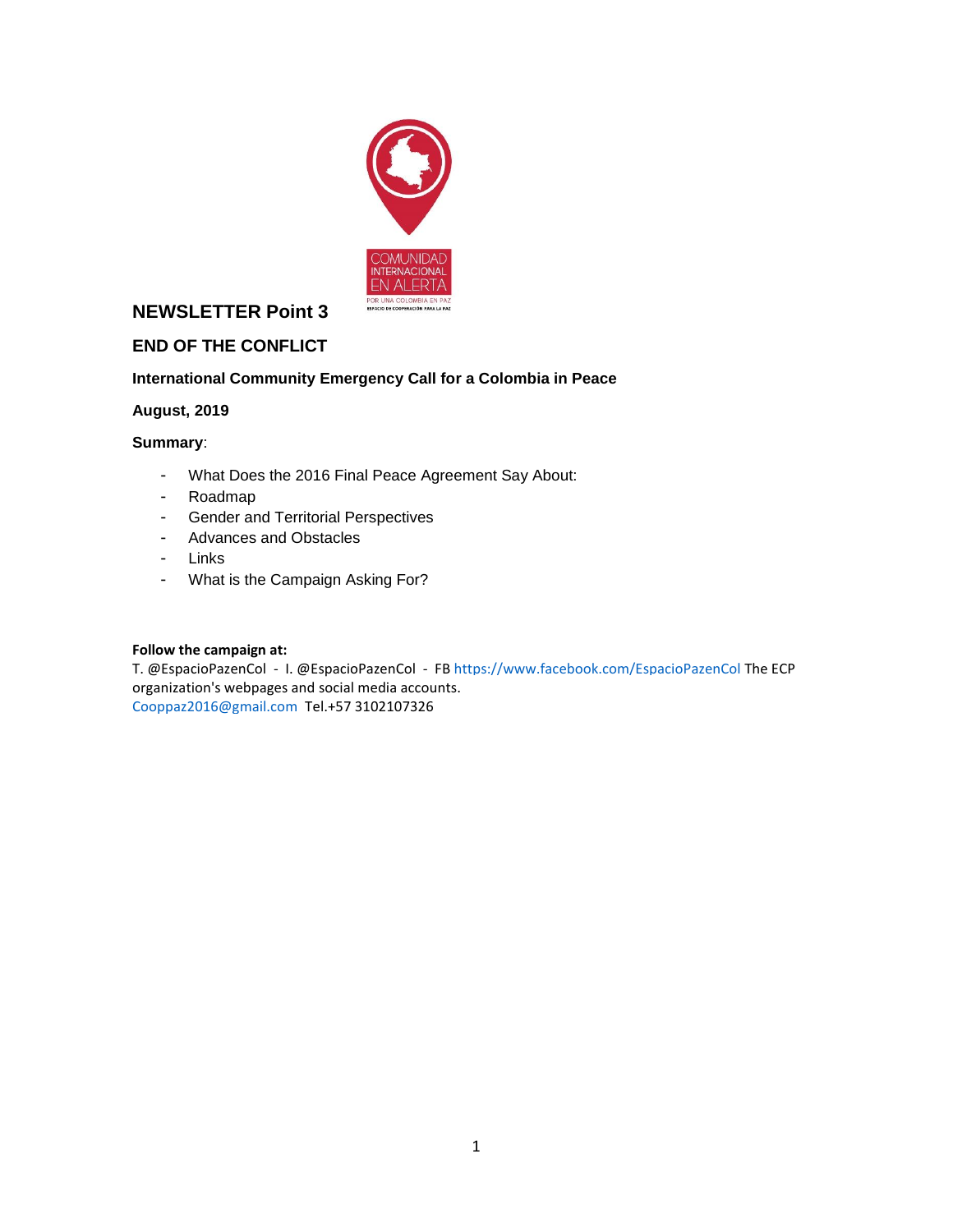## NEWSLETTER Point 3

## END OF THE CONFLICT

**International Community Emergency Call for a Colombia in Peace**

**August, 2019**

**Summary**:

- What Does the 2016 Final Peace Agreement Say About:
- Roadmap
- Gender and Territorial Perspectives
- Advances and Obstacles
- Links
- What is the Campaign Asking For?

**Follow the campaign at:**
T. @EspacioPazenCol - I. @EspacioPazenCol - FB https://www.facebook.com/EspacioPazenCol The ECP organization's webpages and social media accounts.
Cooppaz2016@gmail.com Tel.+57 3102107326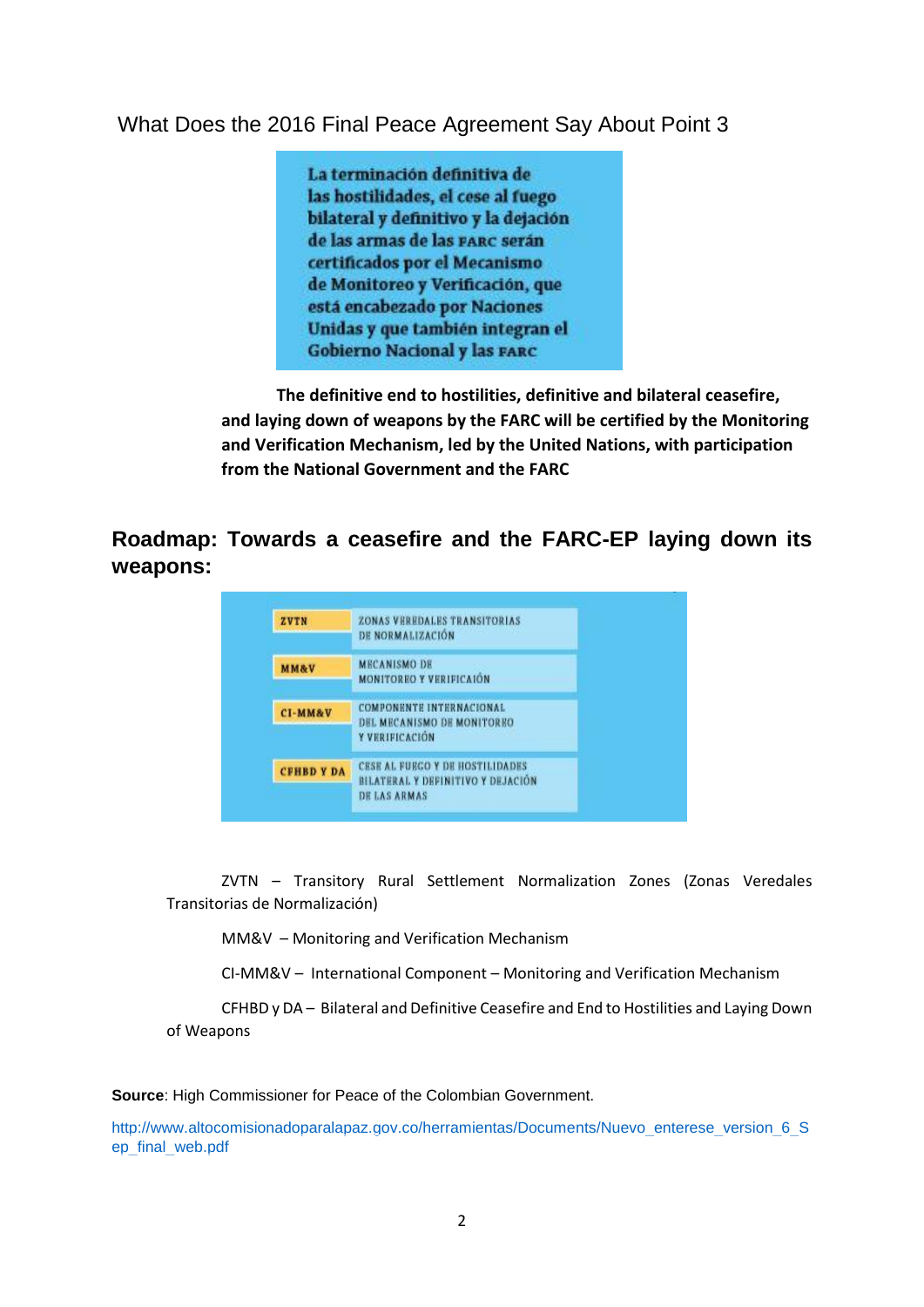## What Does the 2016 Final Peace Agreement Say About Point 3

La terminación definitiva de las hostilidades, el cese al fuego bilateral y definitivo y la dejación de las armas de las FARC serán certificados por el Mecanismo de Monitoreo y Verificación, que está encabezado por Naciones Unidas y que también integran el Gobierno Nacional y las FARC

**The definitive end to hostilities, definitive and bilateral ceasefire, and laying down of weapons by the FARC will be certified by the Monitoring and Verification Mechanism, led by the United Nations, with participation from the National Government and the FARC**

## Roadmap: Towards a ceasefire and the FARC-EP laying down its weapons:

| | |
|---|---|
| ZVTN | ZONAS VEREDALES TRANSITORIAS DE NORMALIZACIÓN |
| MM&V | MECANISMO DE MONITOREO Y VERIFICACIÓN |
| CI-MM&V | COMPONENTE INTERNACIONAL DEL MECANISMO DE MONITOREO Y VERIFICACIÓN |
| CFHBD Y DA | CESE AL FUEGO Y DE HOSTILIDADES BILATERAL Y DEFINITIVO Y DEJACIÓN DE LAS ARMAS |

ZVTN – Transitory Rural Settlement Normalization Zones (Zonas Veredales Transitorias de Normalización)

MM&V – Monitoring and Verification Mechanism

CI-MM&V – International Component – Monitoring and Verification Mechanism

CFHBD y DA – Bilateral and Definitive Ceasefire and End to Hostilities and Laying Down of Weapons

**Source**: High Commissioner for Peace of the Colombian Government.

http://www.altocomisionadoparalapaz.gov.co/herramientas/Documents/Nuevo_enterese_version_6_Sep_final_web.pdf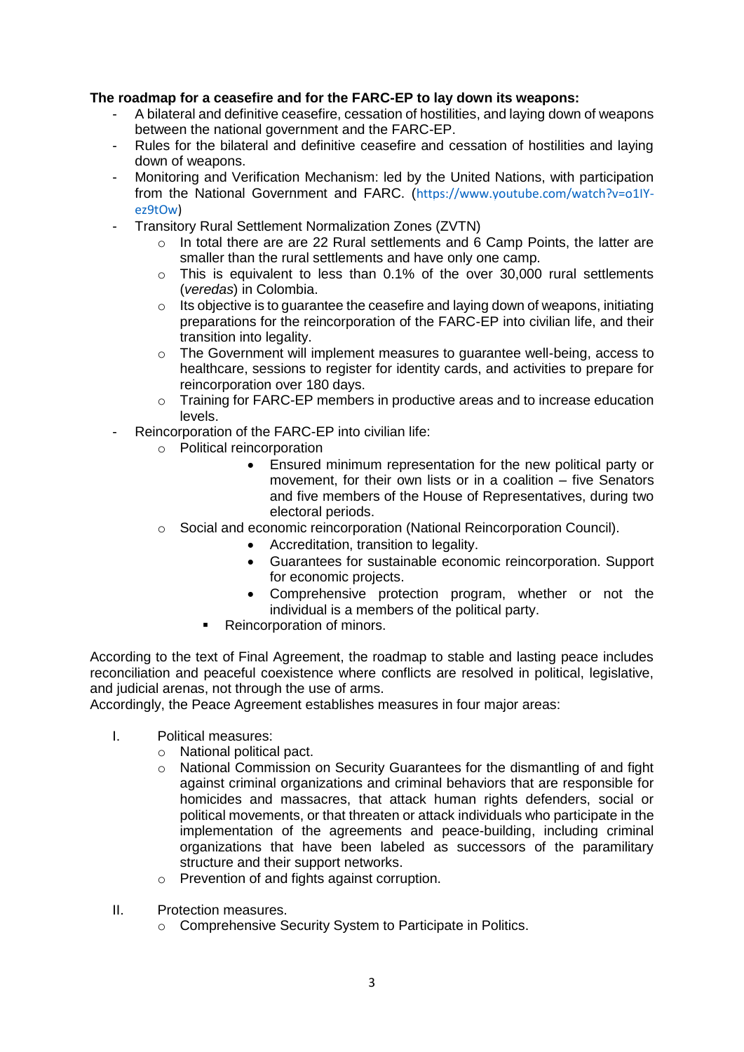**The roadmap for a ceasefire and for the FARC-EP to lay down its weapons:**

- A bilateral and definitive ceasefire, cessation of hostilities, and laying down of weapons between the national government and the FARC-EP.
- Rules for the bilateral and definitive ceasefire and cessation of hostilities and laying down of weapons.
- Monitoring and Verification Mechanism: led by the United Nations, with participation from the National Government and FARC. (https://www.youtube.com/watch?v=o1IY-ez9tOw)
- Transitory Rural Settlement Normalization Zones (ZVTN)
    - In total there are are 22 Rural settlements and 6 Camp Points, the latter are smaller than the rural settlements and have only one camp.
    - This is equivalent to less than 0.1% of the over 30,000 rural settlements (*veredas*) in Colombia.
    - Its objective is to guarantee the ceasefire and laying down of weapons, initiating preparations for the reincorporation of the FARC-EP into civilian life, and their transition into legality.
    - The Government will implement measures to guarantee well-being, access to healthcare, sessions to register for identity cards, and activities to prepare for reincorporation over 180 days.
    - Training for FARC-EP members in productive areas and to increase education levels.
- Reincorporation of the FARC-EP into civilian life:
    - Political reincorporation
        - Ensured minimum representation for the new political party or movement, for their own lists or in a coalition – five Senators and five members of the House of Representatives, during two electoral periods.
    - Social and economic reincorporation (National Reincorporation Council).
        - Accreditation, transition to legality.
        - Guarantees for sustainable economic reincorporation. Support for economic projects.
        - Comprehensive protection program, whether or not the individual is a members of the political party.
        - Reincorporation of minors.

According to the text of Final Agreement, the roadmap to stable and lasting peace includes reconciliation and peaceful coexistence where conflicts are resolved in political, legislative, and judicial arenas, not through the use of arms.
Accordingly, the Peace Agreement establishes measures in four major areas:

I. Political measures:
    - National political pact.
    - National Commission on Security Guarantees for the dismantling of and fight against criminal organizations and criminal behaviors that are responsible for homicides and massacres, that attack human rights defenders, social or political movements, or that threaten or attack individuals who participate in the implementation of the agreements and peace-building, including criminal organizations that have been labeled as successors of the paramilitary structure and their support networks.
    - Prevention of and fights against corruption.

II. Protection measures.
    - Comprehensive Security System to Participate in Politics.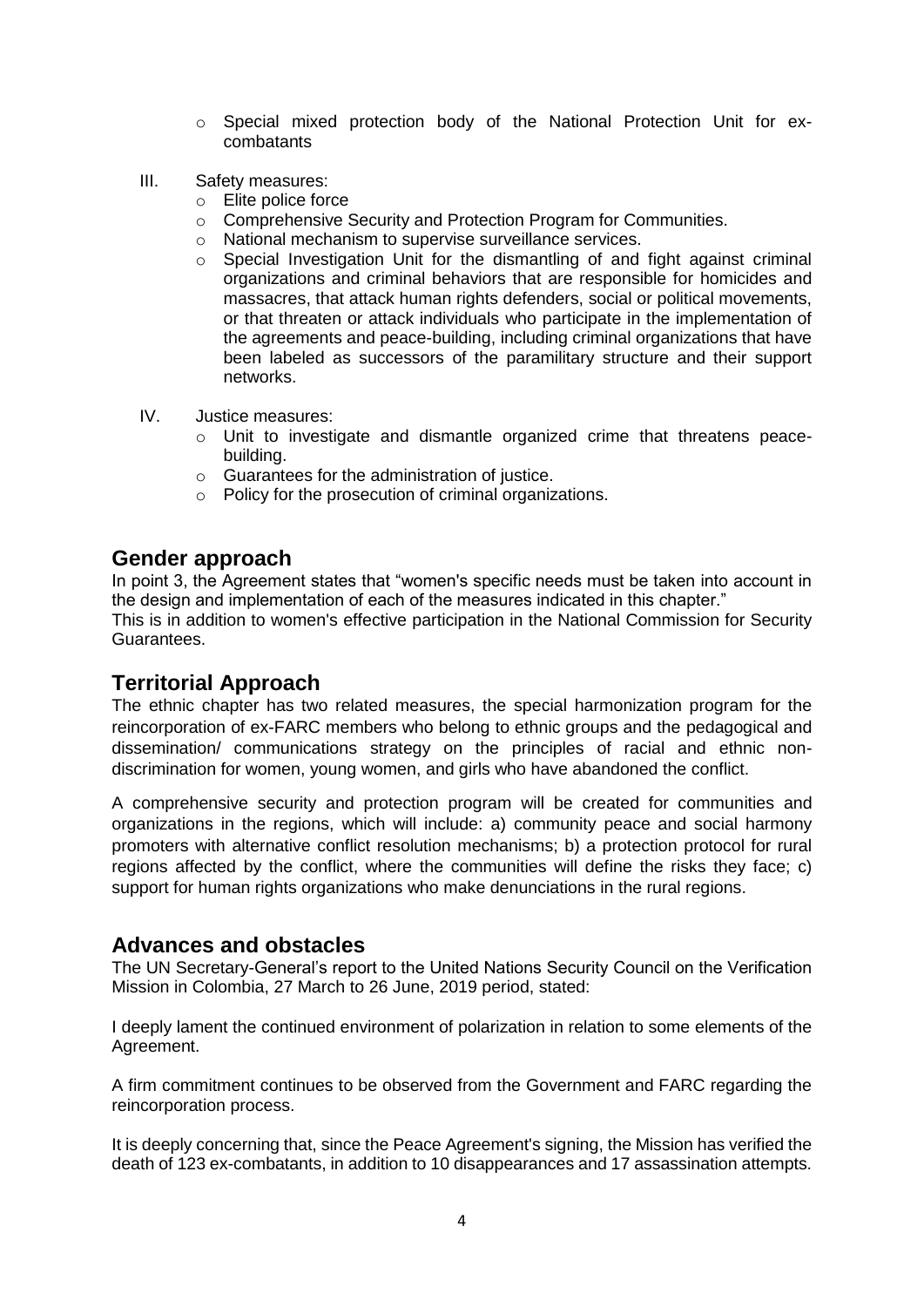- Special mixed protection body of the National Protection Unit for ex-combatants

III. Safety measures:
   - Elite police force
   - Comprehensive Security and Protection Program for Communities.
   - National mechanism to supervise surveillance services.
   - Special Investigation Unit for the dismantling of and fight against criminal organizations and criminal behaviors that are responsible for homicides and massacres, that attack human rights defenders, social or political movements, or that threaten or attack individuals who participate in the implementation of the agreements and peace-building, including criminal organizations that have been labeled as successors of the paramilitary structure and their support networks.

IV. Justice measures:
   - Unit to investigate and dismantle organized crime that threatens peace-building.
   - Guarantees for the administration of justice.
   - Policy for the prosecution of criminal organizations.

## Gender approach

In point 3, the Agreement states that "women's specific needs must be taken into account in the design and implementation of each of the measures indicated in this chapter."
This is in addition to women's effective participation in the National Commission for Security Guarantees.

## Territorial Approach

The ethnic chapter has two related measures, the special harmonization program for the reincorporation of ex-FARC members who belong to ethnic groups and the pedagogical and dissemination/ communications strategy on the principles of racial and ethnic non-discrimination for women, young women, and girls who have abandoned the conflict.

A comprehensive security and protection program will be created for communities and organizations in the regions, which will include: a) community peace and social harmony promoters with alternative conflict resolution mechanisms; b) a protection protocol for rural regions affected by the conflict, where the communities will define the risks they face; c) support for human rights organizations who make denunciations in the rural regions.

## Advances and obstacles

The UN Secretary-General's report to the United Nations Security Council on the Verification Mission in Colombia, 27 March to 26 June, 2019 period, stated:

I deeply lament the continued environment of polarization in relation to some elements of the Agreement.

A firm commitment continues to be observed from the Government and FARC regarding the reincorporation process.

It is deeply concerning that, since the Peace Agreement's signing, the Mission has verified the death of 123 ex-combatants, in addition to 10 disappearances and 17 assassination attempts.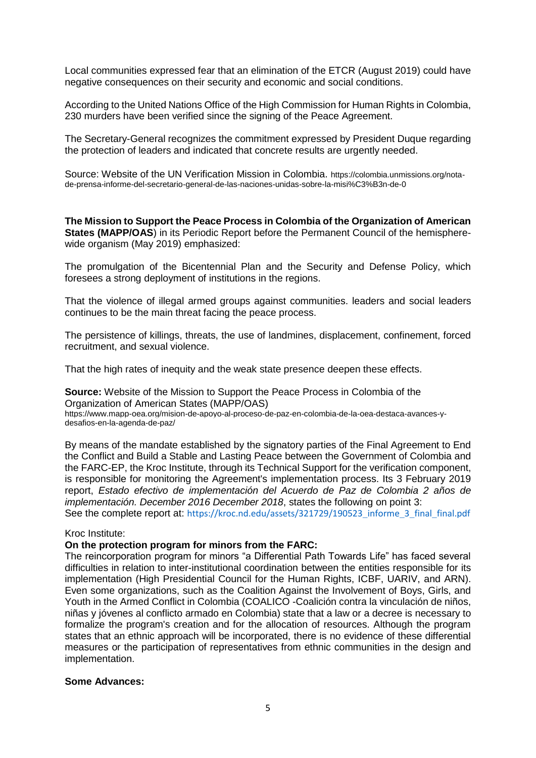Local communities expressed fear that an elimination of the ETCR (August 2019) could have negative consequences on their security and economic and social conditions.

According to the United Nations Office of the High Commission for Human Rights in Colombia, 230 murders have been verified since the signing of the Peace Agreement.

The Secretary-General recognizes the commitment expressed by President Duque regarding the protection of leaders and indicated that concrete results are urgently needed.

Source: Website of the UN Verification Mission in Colombia. https://colombia.unmissions.org/nota-de-prensa-informe-del-secretario-general-de-las-naciones-unidas-sobre-la-misi%C3%B3n-de-0

**The Mission to Support the Peace Process in Colombia of the Organization of American States (MAPP/OAS**) in its Periodic Report before the Permanent Council of the hemisphere-wide organism (May 2019) emphasized:

The promulgation of the Bicentennial Plan and the Security and Defense Policy, which foresees a strong deployment of institutions in the regions.

That the violence of illegal armed groups against communities. leaders and social leaders continues to be the main threat facing the peace process.

The persistence of killings, threats, the use of landmines, displacement, confinement, forced recruitment, and sexual violence.

That the high rates of inequity and the weak state presence deepen these effects.

**Source:** Website of the Mission to Support the Peace Process in Colombia of the Organization of American States (MAPP/OAS)
https://www.mapp-oea.org/mision-de-apoyo-al-proceso-de-paz-en-colombia-de-la-oea-destaca-avances-y-desafios-en-la-agenda-de-paz/

By means of the mandate established by the signatory parties of the Final Agreement to End the Conflict and Build a Stable and Lasting Peace between the Government of Colombia and the FARC-EP, the Kroc Institute, through its Technical Support for the verification component, is responsible for monitoring the Agreement's implementation process. Its 3 February 2019 report, *Estado efectivo de implementación del Acuerdo de Paz de Colombia 2 años de implementación. December 2016 December 2018*, states the following on point 3:
See the complete report at: https://kroc.nd.edu/assets/321729/190523_informe_3_final_final.pdf

Kroc Institute:

**On the protection program for minors from the FARC:**

The reincorporation program for minors "a Differential Path Towards Life" has faced several difficulties in relation to inter-institutional coordination between the entities responsible for its implementation (High Presidential Council for the Human Rights, ICBF, UARIV, and ARN). Even some organizations, such as the Coalition Against the Involvement of Boys, Girls, and Youth in the Armed Conflict in Colombia (COALICO -Coalición contra la vinculación de niños, niñas y jóvenes al conflicto armado en Colombia) state that a law or a decree is necessary to formalize the program's creation and for the allocation of resources. Although the program states that an ethnic approach will be incorporated, there is no evidence of these differential measures or the participation of representatives from ethnic communities in the design and implementation.

**Some Advances:**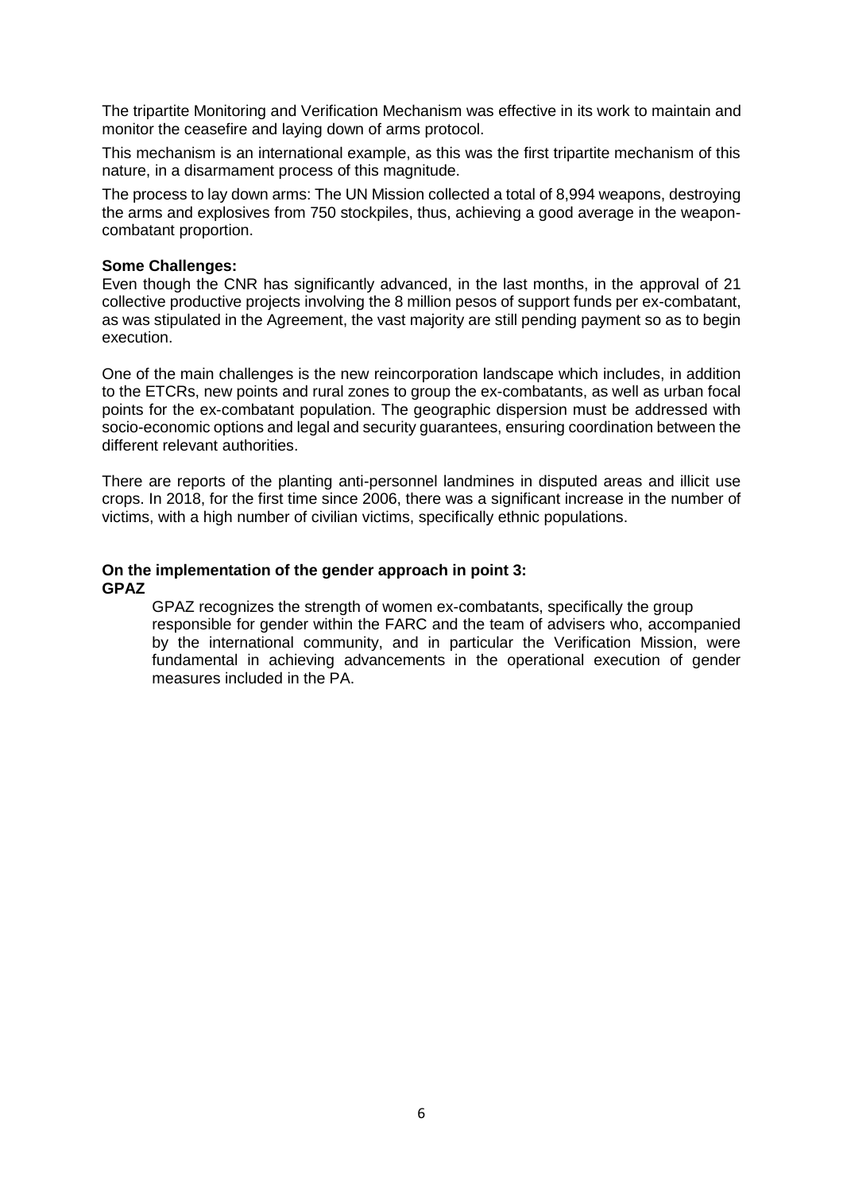The tripartite Monitoring and Verification Mechanism was effective in its work to maintain and monitor the ceasefire and laying down of arms protocol.

This mechanism is an international example, as this was the first tripartite mechanism of this nature, in a disarmament process of this magnitude.

The process to lay down arms: The UN Mission collected a total of 8,994 weapons, destroying the arms and explosives from 750 stockpiles, thus, achieving a good average in the weapon-combatant proportion.

**Some Challenges:**

Even though the CNR has significantly advanced, in the last months, in the approval of 21 collective productive projects involving the 8 million pesos of support funds per ex-combatant, as was stipulated in the Agreement, the vast majority are still pending payment so as to begin execution.

One of the main challenges is the new reincorporation landscape which includes, in addition to the ETCRs, new points and rural zones to group the ex-combatants, as well as urban focal points for the ex-combatant population. The geographic dispersion must be addressed with socio-economic options and legal and security guarantees, ensuring coordination between the different relevant authorities.

There are reports of the planting anti-personnel landmines in disputed areas and illicit use crops. In 2018, for the first time since 2006, there was a significant increase in the number of victims, with a high number of civilian victims, specifically ethnic populations.

**On the implementation of the gender approach in point 3:**

**GPAZ**

GPAZ recognizes the strength of women ex-combatants, specifically the group responsible for gender within the FARC and the team of advisers who, accompanied by the international community, and in particular the Verification Mission, were fundamental in achieving advancements in the operational execution of gender measures included in the PA.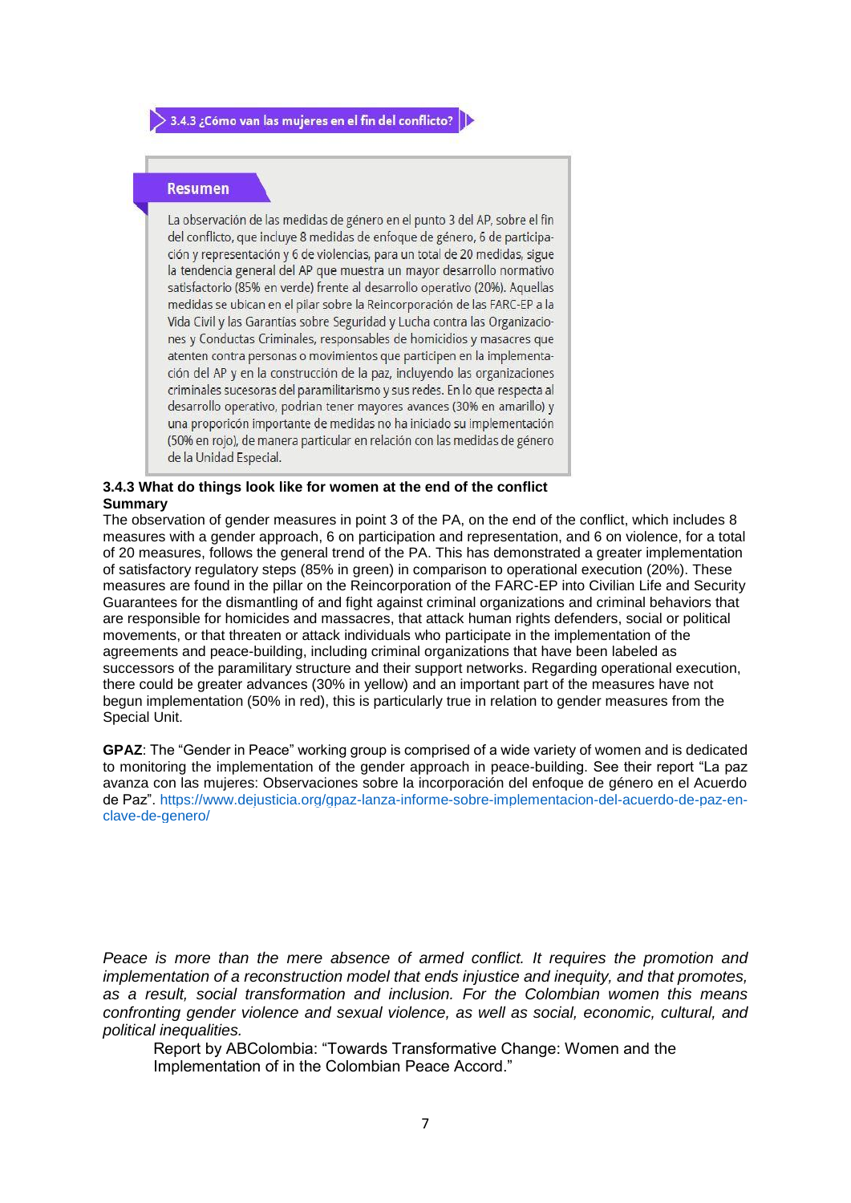### 3.4.3 ¿Cómo van las mujeres en el fin del conflicto?

**Resumen**

La observación de las medidas de género en el punto 3 del AP, sobre el fin del conflicto, que incluye 8 medidas de enfoque de género, 6 de participación y representación y 6 de violencias, para un total de 20 medidas, sigue la tendencia general del AP que muestra un mayor desarrollo normativo satisfactorio (85% en verde) frente al desarrollo operativo (20%). Aquellas medidas se ubican en el pilar sobre la Reincorporación de las FARC-EP a la Vida Civil y las Garantías sobre Seguridad y Lucha contra las Organizaciones y Conductas Criminales, responsables de homicidios y masacres que atenten contra personas o movimientos que participen en la implementación del AP y en la construcción de la paz, incluyendo las organizaciones criminales sucesoras del paramilitarismo y sus redes. En lo que respecta al desarrollo operativo, podrían tener mayores avances (30% en amarillo) y una proporicón importante de medidas no ha iniciado su implementación (50% en rojo), de manera particular en relación con las medidas de género de la Unidad Especial.

**3.4.3 What do things look like for women at the end of the conflict**
**Summary**
The observation of gender measures in point 3 of the PA, on the end of the conflict, which includes 8 measures with a gender approach, 6 on participation and representation, and 6 on violence, for a total of 20 measures, follows the general trend of the PA. This has demonstrated a greater implementation of satisfactory regulatory steps (85% in green) in comparison to operational execution (20%). These measures are found in the pillar on the Reincorporation of the FARC-EP into Civilian Life and Security Guarantees for the dismantling of and fight against criminal organizations and criminal behaviors that are responsible for homicides and massacres, that attack human rights defenders, social or political movements, or that threaten or attack individuals who participate in the implementation of the agreements and peace-building, including criminal organizations that have been labeled as successors of the paramilitary structure and their support networks. Regarding operational execution, there could be greater advances (30% in yellow) and an important part of the measures have not begun implementation (50% in red), this is particularly true in relation to gender measures from the Special Unit.

**GPAZ**: The "Gender in Peace" working group is comprised of a wide variety of women and is dedicated to monitoring the implementation of the gender approach in peace-building. See their report "La paz avanza con las mujeres: Observaciones sobre la incorporación del enfoque de género en el Acuerdo de Paz". https://www.dejusticia.org/gpaz-lanza-informe-sobre-implementacion-del-acuerdo-de-paz-en-clave-de-genero/

*Peace is more than the mere absence of armed conflict. It requires the promotion and implementation of a reconstruction model that ends injustice and inequity, and that promotes, as a result, social transformation and inclusion. For the Colombian women this means confronting gender violence and sexual violence, as well as social, economic, cultural, and political inequalities.*

Report by ABColombia: "Towards Transformative Change: Women and the Implementation of in the Colombian Peace Accord."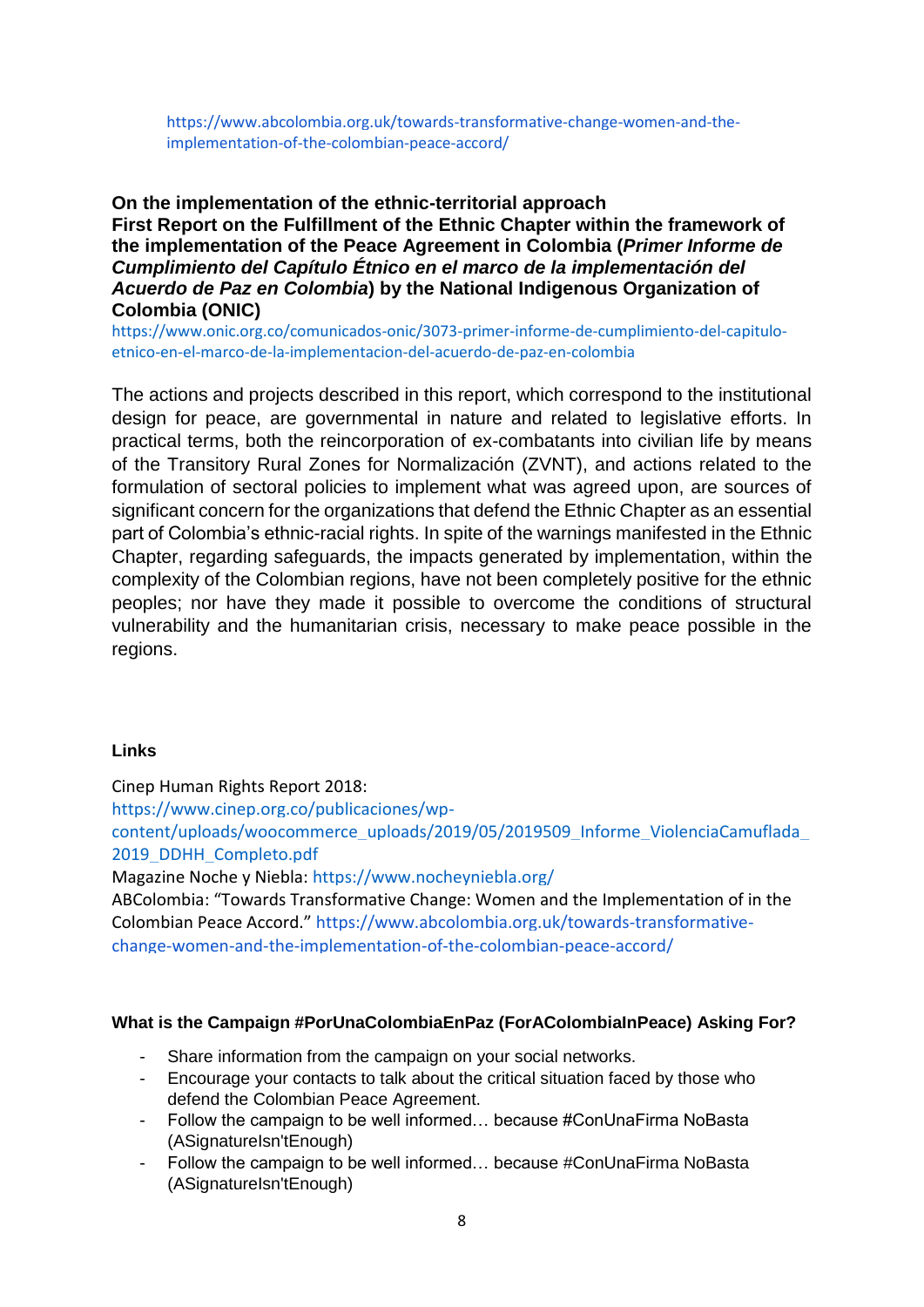https://www.abcolombia.org.uk/towards-transformative-change-women-and-the-implementation-of-the-colombian-peace-accord/

**On the implementation of the ethnic-territorial approach**
**First Report on the Fulfillment of the Ethnic Chapter within the framework of the implementation of the Peace Agreement in Colombia (*Primer Informe de Cumplimiento del Capítulo Étnico en el marco de la implementación del Acuerdo de Paz en Colombia*) by the National Indigenous Organization of Colombia (ONIC)**
https://www.onic.org.co/comunicados-onic/3073-primer-informe-de-cumplimiento-del-capitulo-etnico-en-el-marco-de-la-implementacion-del-acuerdo-de-paz-en-colombia

The actions and projects described in this report, which correspond to the institutional design for peace, are governmental in nature and related to legislative efforts. In practical terms, both the reincorporation of ex-combatants into civilian life by means of the Transitory Rural Zones for Normalización (ZVNT), and actions related to the formulation of sectoral policies to implement what was agreed upon, are sources of significant concern for the organizations that defend the Ethnic Chapter as an essential part of Colombia's ethnic-racial rights. In spite of the warnings manifested in the Ethnic Chapter, regarding safeguards, the impacts generated by implementation, within the complexity of the Colombian regions, have not been completely positive for the ethnic peoples; nor have they made it possible to overcome the conditions of structural vulnerability and the humanitarian crisis, necessary to make peace possible in the regions.

**Links**

Cinep Human Rights Report 2018:
https://www.cinep.org.co/publicaciones/wp-content/uploads/woocommerce_uploads/2019/05/2019509_Informe_ViolenciaCamuflada_2019_DDHH_Completo.pdf
Magazine Noche y Niebla: https://www.nocheyniebla.org/
ABColombia: "Towards Transformative Change: Women and the Implementation of in the Colombian Peace Accord." https://www.abcolombia.org.uk/towards-transformative-change-women-and-the-implementation-of-the-colombian-peace-accord/

**What is the Campaign #PorUnaColombiaEnPaz (ForAColombiaInPeace) Asking For?**

- Share information from the campaign on your social networks.
- Encourage your contacts to talk about the critical situation faced by those who defend the Colombian Peace Agreement.
- Follow the campaign to be well informed… because #ConUnaFirma NoBasta (ASignatureIsn'tEnough)
- Follow the campaign to be well informed… because #ConUnaFirma NoBasta (ASignatureIsn'tEnough)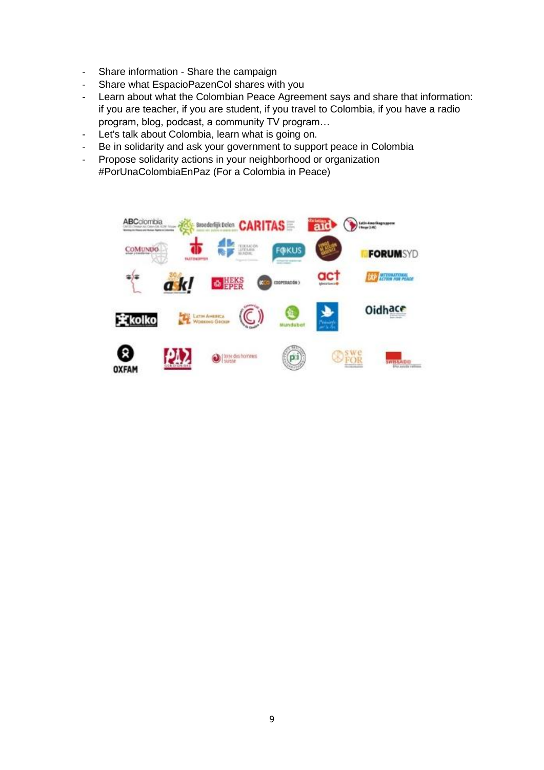- Share information - Share the campaign
- Share what EspacioPazenCol shares with you
- Learn about what the Colombian Peace Agreement says and share that information: if you are teacher, if you are student, if you travel to Colombia, if you have a radio program, blog, podcast, a community TV program…
- Let's talk about Colombia, learn what is going on.
- Be in solidarity and ask your government to support peace in Colombia
- Propose solidarity actions in your neighborhood or organization #PorUnaColombiaEnPaz (For a Colombia in Peace)